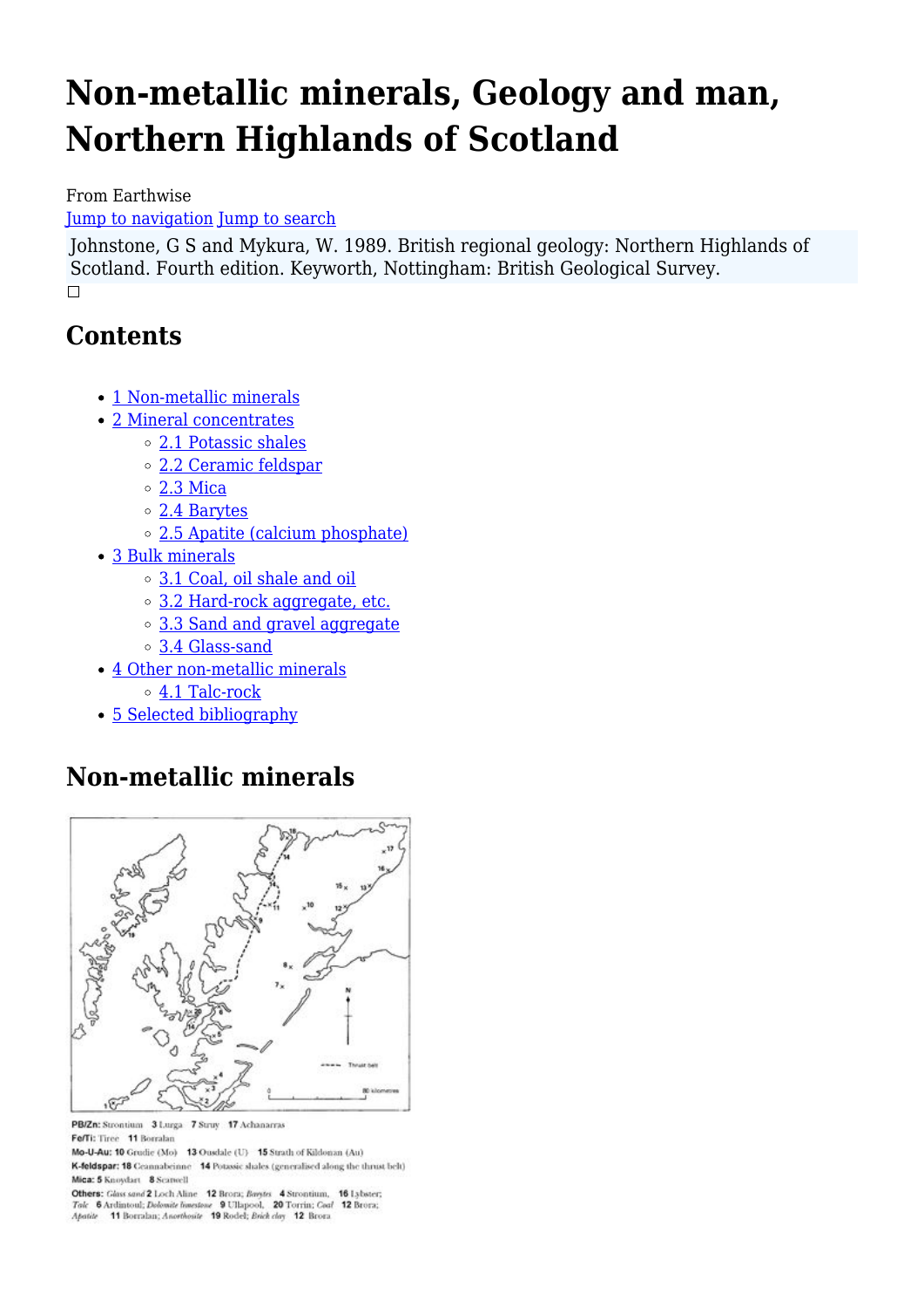# Non-metallic minerals, Geology and man, Northern Highlands of Scotland

From Earthwise

Jump to navigation Jump to search

Johnstone, G S and Mykura, W. 1989. British regional geology: Northern Highlands of Scotland. Fourth edition. Keyworth, Nottingham: British Geological Survey.

## Contents

- 1 Non-metallic minerals
- 2 Mineral concentrates
  - 2.1 Potassic shales
  - 2.2 Ceramic feldspar
  - 2.3 Mica
  - 2.4 Barytes
  - 2.5 Apatite (calcium phosphate)
- 3 Bulk minerals
  - 3.1 Coal, oil shale and oil
  - 3.2 Hard-rock aggregate, etc.
  - 3.3 Sand and gravel aggregate
  - 3.4 Glass-sand
- 4 Other non-metallic minerals
  - 4.1 Talc-rock
- 5 Selected bibliography

## Non-metallic minerals

**PB/Zn:** Strontium **3** Lurga **7** Struy **17** Achanarras
**Fe/Ti:** Tiree **11** Borralan
**Mo-U-Au: 10** Grudie (Mo) **13** Ousdale (U) **15** Strath of Kildonan (Au)
**K-feldspar: 18** Ceannabeinne **14** Potassic shales (generalised along the thrust belt)
**Mica: 5** Knoydart **8** Scatwell
**Others:** *Glass sand* **2** Loch Aline **12** Brora; *Barytes* **4** Strontium, **16** Lybster; *Talc* **6** Ardintoul; *Dolomite limestone* **9** Ullapool, **20** Torrin; *Coal* **12** Brora; *Apatite* **11** Borralan; *Anorthosite* **19** Rodel; *Brick clay* **12** Brora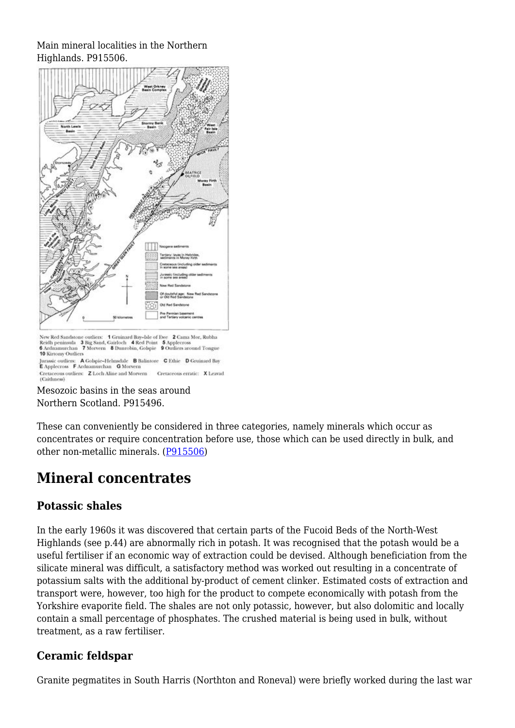Main mineral localities in the Northern Highlands. P915506.

New Red Sandstone outliers: **1** Gruinard Bay–Isle of Ewe **2** Camas Mor, Rubha Reidh peninsula **3** Big Sand, Gairloch **4** Red Point **5** Applecross **6** Ardnamurchan **7** Morvern **8** Dunrobin, Golspie **9** Outliers around Tongue **10** Kirtomy Outliers

Jurassic outliers: **A** Golspie–Helmsdale **B** Balintore **C** Ethie **D** Gruinard Bay **E** Applecross **F** Ardnamurchan **G** Morvern

Cretaceous outliers: **Z** Loch Aline and Morvern Cretaceous erratic: **X** Leavad (Caithness)

Mesozoic basins in the seas around Northern Scotland. P915496.

These can conveniently be considered in three categories, namely minerals which occur as concentrates or require concentration before use, those which can be used directly in bulk, and other non-metallic minerals. (P915506)

## Mineral concentrates

### Potassic shales

In the early 1960s it was discovered that certain parts of the Fucoid Beds of the North-West Highlands (see p.44) are abnormally rich in potash. It was recognised that the potash would be a useful fertiliser if an economic way of extraction could be devised. Although beneficiation from the silicate mineral was difficult, a satisfactory method was worked out resulting in a concentrate of potassium salts with the additional by-product of cement clinker. Estimated costs of extraction and transport were, however, too high for the product to compete economically with potash from the Yorkshire evaporite field. The shales are not only potassic, however, but also dolomitic and locally contain a small percentage of phosphates. The crushed material is being used in bulk, without treatment, as a raw fertiliser.

### Ceramic feldspar

Granite pegmatites in South Harris (Northton and Roneval) were briefly worked during the last war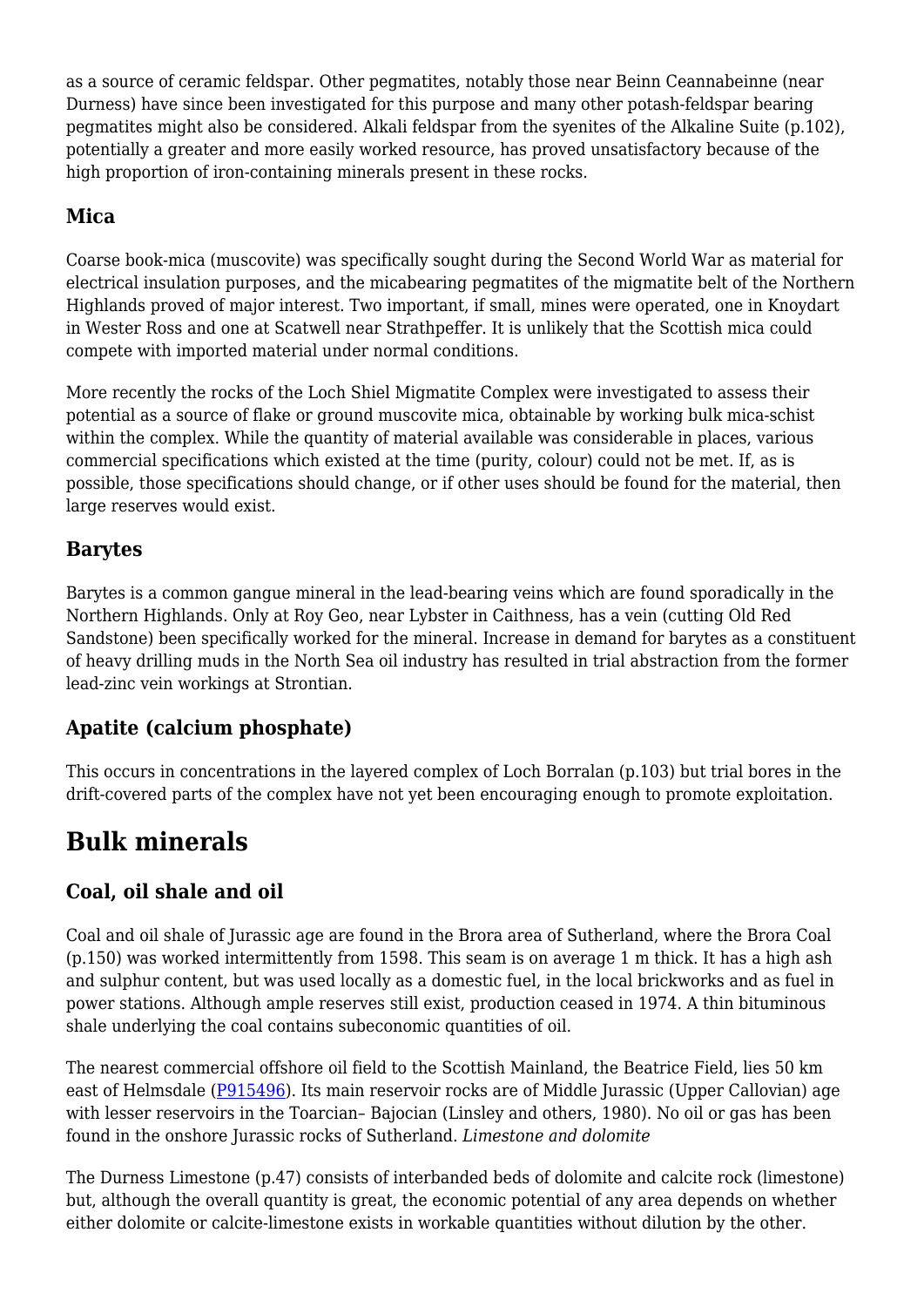as a source of ceramic feldspar. Other pegmatites, notably those near Beinn Ceannabeinne (near Durness) have since been investigated for this purpose and many other potash-feldspar bearing pegmatites might also be considered. Alkali feldspar from the syenites of the Alkaline Suite (p.102), potentially a greater and more easily worked resource, has proved unsatisfactory because of the high proportion of iron-containing minerals present in these rocks.

### Mica

Coarse book-mica (muscovite) was specifically sought during the Second World War as material for electrical insulation purposes, and the micabearing pegmatites of the migmatite belt of the Northern Highlands proved of major interest. Two important, if small, mines were operated, one in Knoydart in Wester Ross and one at Scatwell near Strathpeffer. It is unlikely that the Scottish mica could compete with imported material under normal conditions.

More recently the rocks of the Loch Shiel Migmatite Complex were investigated to assess their potential as a source of flake or ground muscovite mica, obtainable by working bulk mica-schist within the complex. While the quantity of material available was considerable in places, various commercial specifications which existed at the time (purity, colour) could not be met. If, as is possible, those specifications should change, or if other uses should be found for the material, then large reserves would exist.

### Barytes

Barytes is a common gangue mineral in the lead-bearing veins which are found sporadically in the Northern Highlands. Only at Roy Geo, near Lybster in Caithness, has a vein (cutting Old Red Sandstone) been specifically worked for the mineral. Increase in demand for barytes as a constituent of heavy drilling muds in the North Sea oil industry has resulted in trial abstraction from the former lead-zinc vein workings at Strontian.

### Apatite (calcium phosphate)

This occurs in concentrations in the layered complex of Loch Borralan (p.103) but trial bores in the drift-covered parts of the complex have not yet been encouraging enough to promote exploitation.

## Bulk minerals

### Coal, oil shale and oil

Coal and oil shale of Jurassic age are found in the Brora area of Sutherland, where the Brora Coal (p.150) was worked intermittently from 1598. This seam is on average 1 m thick. It has a high ash and sulphur content, but was used locally as a domestic fuel, in the local brickworks and as fuel in power stations. Although ample reserves still exist, production ceased in 1974. A thin bituminous shale underlying the coal contains subeconomic quantities of oil.

The nearest commercial offshore oil field to the Scottish Mainland, the Beatrice Field, lies 50 km east of Helmsdale (P915496). Its main reservoir rocks are of Middle Jurassic (Upper Callovian) age with lesser reservoirs in the Toarcian– Bajocian (Linsley and others, 1980). No oil or gas has been found in the onshore Jurassic rocks of Sutherland. *Limestone and dolomite*

The Durness Limestone (p.47) consists of interbanded beds of dolomite and calcite rock (limestone) but, although the overall quantity is great, the economic potential of any area depends on whether either dolomite or calcite-limestone exists in workable quantities without dilution by the other.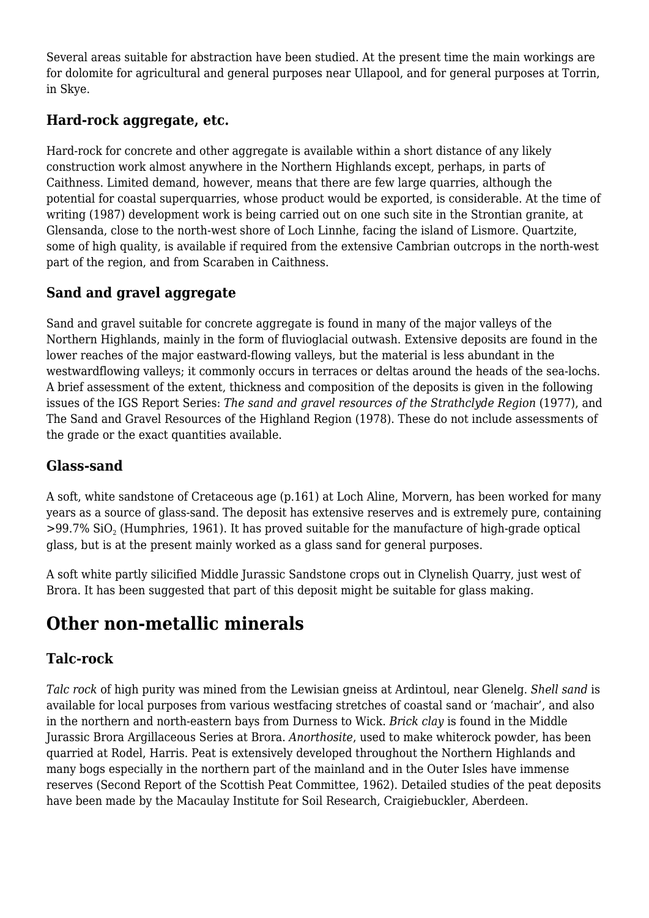Several areas suitable for abstraction have been studied. At the present time the main workings are for dolomite for agricultural and general purposes near Ullapool, and for general purposes at Torrin, in Skye.

### Hard-rock aggregate, etc.

Hard-rock for concrete and other aggregate is available within a short distance of any likely construction work almost anywhere in the Northern Highlands except, perhaps, in parts of Caithness. Limited demand, however, means that there are few large quarries, although the potential for coastal superquarries, whose product would be exported, is considerable. At the time of writing (1987) development work is being carried out on one such site in the Strontian granite, at Glensanda, close to the north-west shore of Loch Linnhe, facing the island of Lismore. Quartzite, some of high quality, is available if required from the extensive Cambrian outcrops in the north-west part of the region, and from Scaraben in Caithness.

### Sand and gravel aggregate

Sand and gravel suitable for concrete aggregate is found in many of the major valleys of the Northern Highlands, mainly in the form of fluvioglacial outwash. Extensive deposits are found in the lower reaches of the major eastward-flowing valleys, but the material is less abundant in the westwardflowing valleys; it commonly occurs in terraces or deltas around the heads of the sea-lochs. A brief assessment of the extent, thickness and composition of the deposits is given in the following issues of the IGS Report Series: *The sand and gravel resources of the Strathclyde Region* (1977), and The Sand and Gravel Resources of the Highland Region (1978). These do not include assessments of the grade or the exact quantities available.

### Glass-sand

A soft, white sandstone of Cretaceous age (p.161) at Loch Aline, Morvern, has been worked for many years as a source of glass-sand. The deposit has extensive reserves and is extremely pure, containing >99.7% $SiO_2$ (Humphries, 1961). It has proved suitable for the manufacture of high-grade optical glass, but is at the present mainly worked as a glass sand for general purposes.

A soft white partly silicified Middle Jurassic Sandstone crops out in Clynelish Quarry, just west of Brora. It has been suggested that part of this deposit might be suitable for glass making.

## Other non-metallic minerals

### Talc-rock

*Talc rock* of high purity was mined from the Lewisian gneiss at Ardintoul, near Glenelg. *Shell sand* is available for local purposes from various westfacing stretches of coastal sand or 'machair', and also in the northern and north-eastern bays from Durness to Wick. *Brick clay* is found in the Middle Jurassic Brora Argillaceous Series at Brora. *Anorthosite*, used to make whiterock powder, has been quarried at Rodel, Harris. Peat is extensively developed throughout the Northern Highlands and many bogs especially in the northern part of the mainland and in the Outer Isles have immense reserves (Second Report of the Scottish Peat Committee, 1962). Detailed studies of the peat deposits have been made by the Macaulay Institute for Soil Research, Craigiebuckler, Aberdeen.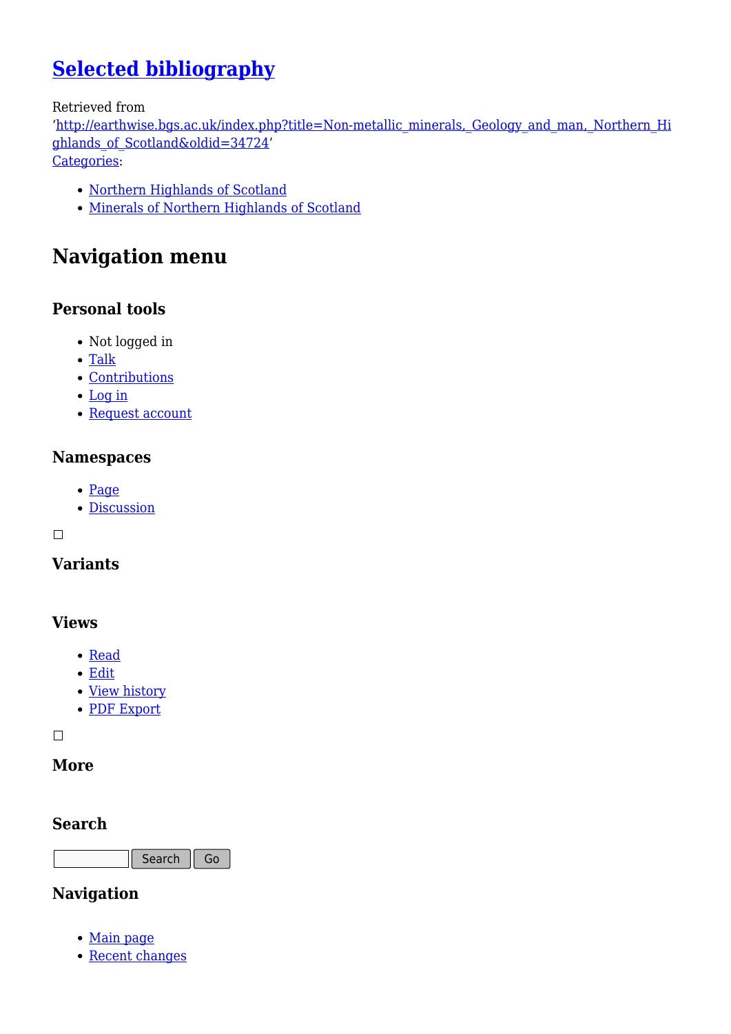## [Selected bibliography](#)

Retrieved from ‘[http://earthwise.bgs.ac.uk/index.php?title=Non-metallic_minerals,_Geology_and_man,_Northern_Highlands_of_Scotland&oldid=34724](http://earthwise.bgs.ac.uk/index.php?title=Non-metallic_minerals,_Geology_and_man,_Northern_Highlands_of_Scotland&oldid=34724)’
[Categories](#):

- [Northern Highlands of Scotland](#)
- [Minerals of Northern Highlands of Scotland](#)

## Navigation menu

### Personal tools

- Not logged in
- [Talk](#)
- [Contributions](#)
- [Log in](#)
- [Request account](#)

### Namespaces

- [Page](#)
- [Discussion](#)

### Variants

### Views

- [Read](#)
- [Edit](#)
- [View history](#)
- [PDF Export](#)

### More

### Search

Search Go

### Navigation

- [Main page](#)
- [Recent changes](#)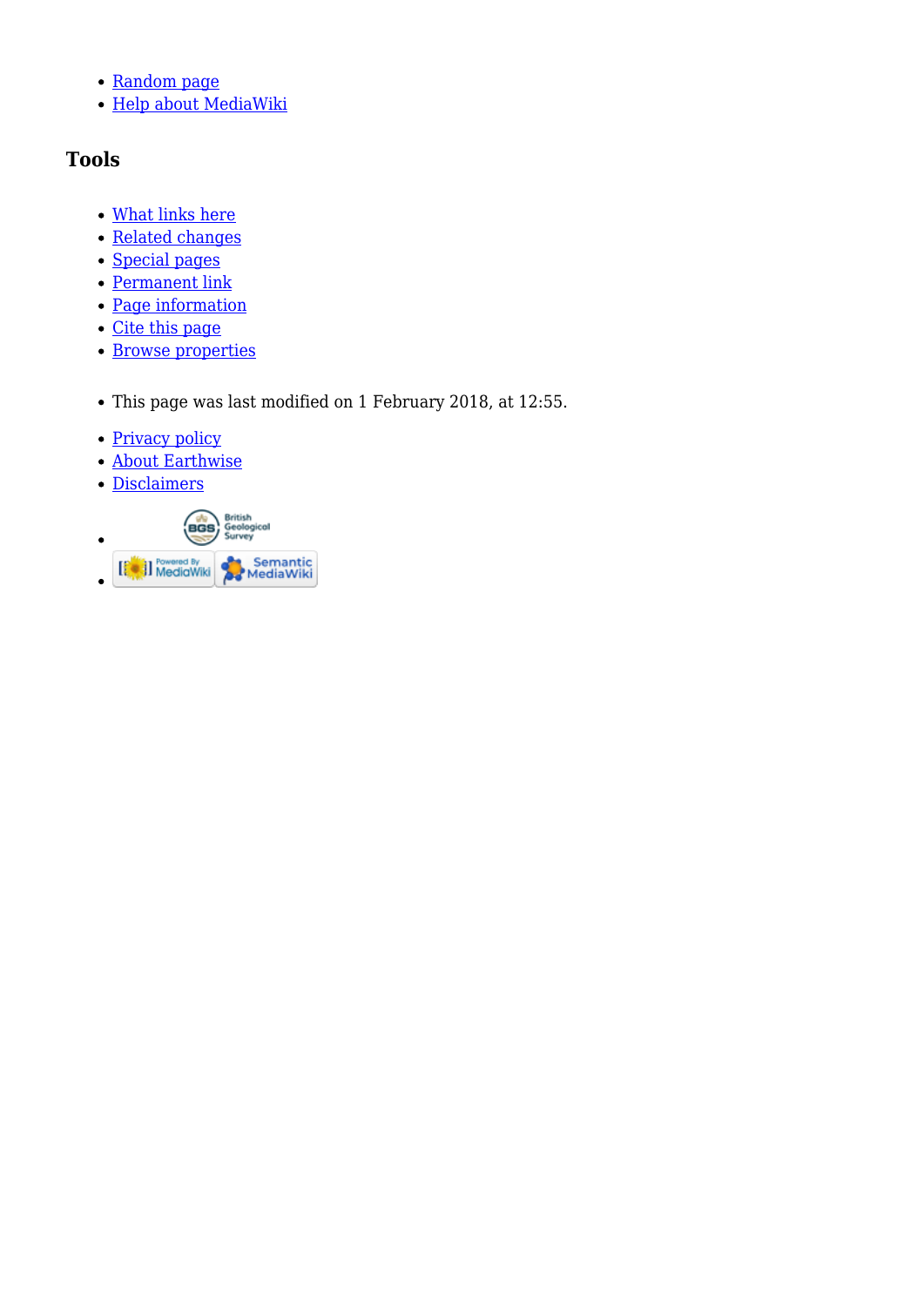- Random page
- Help about MediaWiki

## Tools

- What links here
- Related changes
- Special pages
- Permanent link
- Page information
- Cite this page
- Browse properties

- This page was last modified on 1 February 2018, at 12:55.

- Privacy policy
- About Earthwise
- Disclaimers